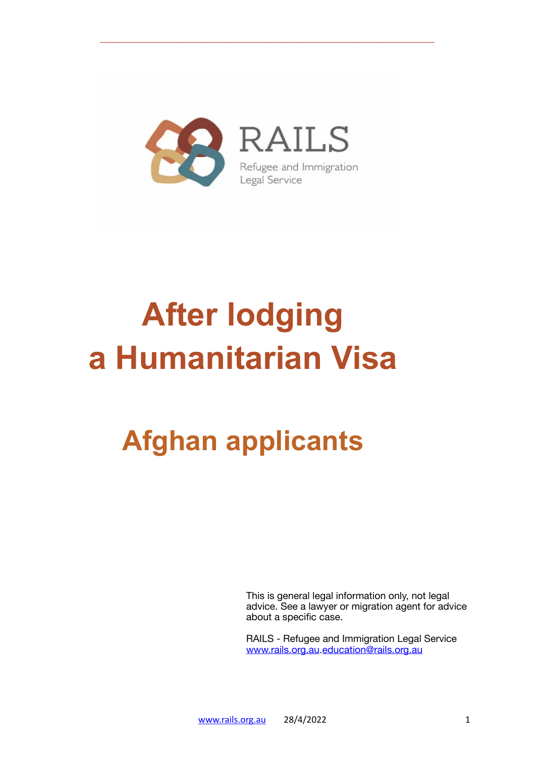RAILS

Refugee and Immigration Legal Service

# After lodging a Humanitarian Visa

## Afghan applicants

This is general legal information only, not legal advice. See a lawyer or migration agent for advice about a specific case.

RAILS - Refugee and Immigration Legal Service
www.rails.org.au.education@rails.org.au

www.rails.org.au 28/4/2022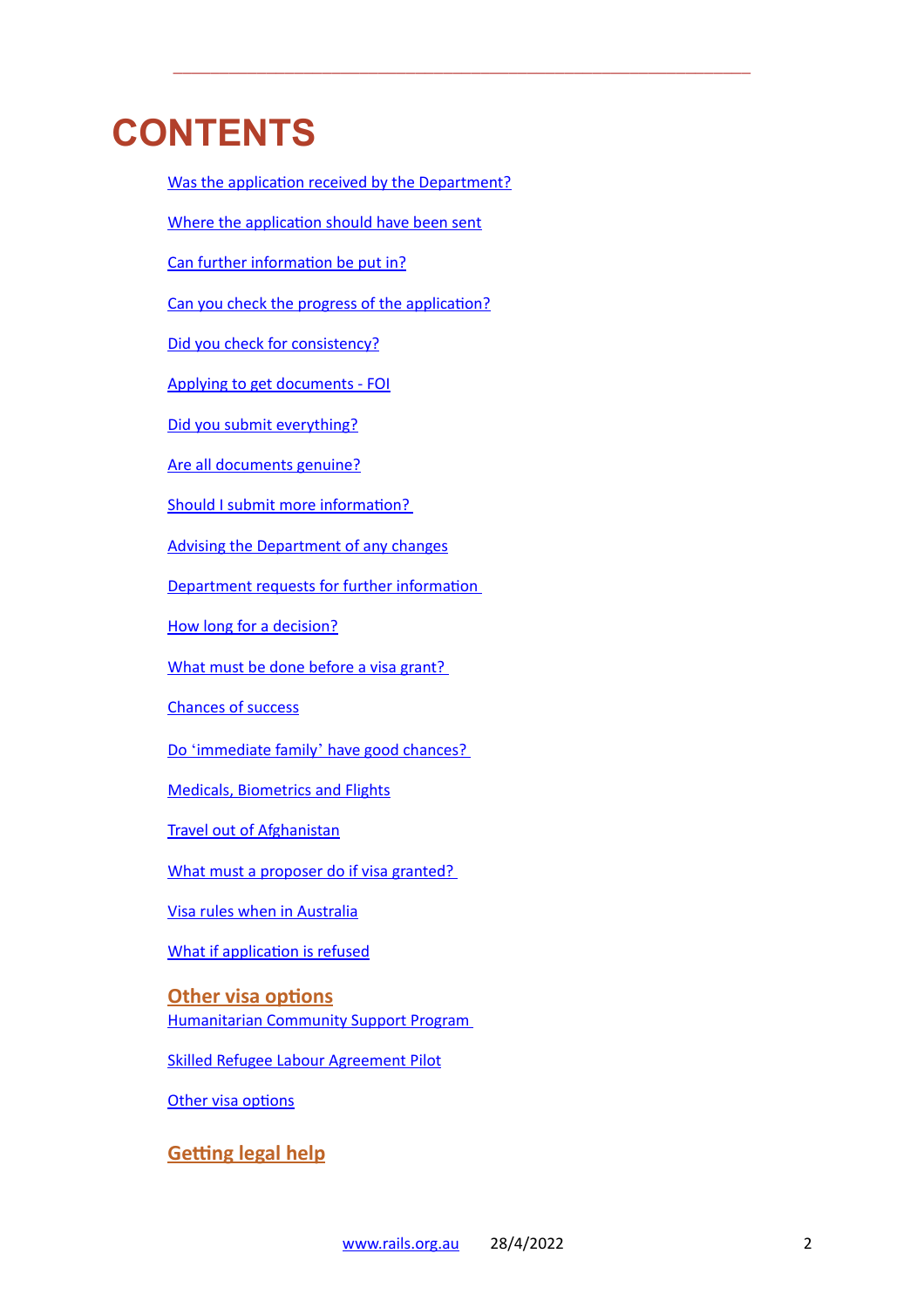# CONTENTS

Was the application received by the Department?

Where the application should have been sent

Can further information be put in?

Can you check the progress of the application?

Did you check for consistency?

Applying to get documents - FOI

Did you submit everything?

Are all documents genuine?

Should I submit more information?

Advising the Department of any changes

Department requests for further information

How long for a decision?

What must be done before a visa grant?

Chances of success

Do ‘immediate family’ have good chances?

Medicals, Biometrics and Flights

Travel out of Afghanistan

What must a proposer do if visa granted?

Visa rules when in Australia

What if application is refused

**Other visa options**

Humanitarian Community Support Program

Skilled Refugee Labour Agreement Pilot

Other visa options

**Getting legal help**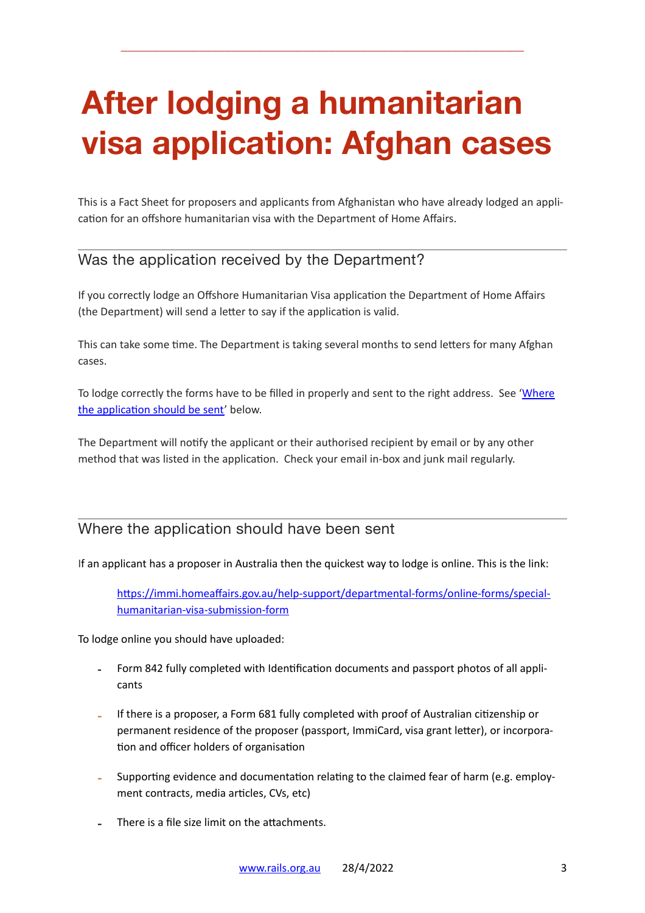# After lodging a humanitarian visa application: Afghan cases

This is a Fact Sheet for proposers and applicants from Afghanistan who have already lodged an application for an offshore humanitarian visa with the Department of Home Affairs.

## Was the application received by the Department?

If you correctly lodge an Offshore Humanitarian Visa application the Department of Home Affairs (the Department) will send a letter to say if the application is valid.

This can take some time. The Department is taking several months to send letters for many Afghan cases.

To lodge correctly the forms have to be filled in properly and sent to the right address. See '[Where the application should be sent](#where-the-application-should-have-been-sent)' below.

The Department will notify the applicant or their authorised recipient by email or by any other method that was listed in the application. Check your email in-box and junk mail regularly.

## Where the application should have been sent

If an applicant has a proposer in Australia then the quickest way to lodge is online. This is the link:

> [https://immi.homeaffairs.gov.au/help-support/departmental-forms/online-forms/special-humanitarian-visa-submission-form](https://immi.homeaffairs.gov.au/help-support/departmental-forms/online-forms/special-humanitarian-visa-submission-form)

To lodge online you should have uploaded:

- Form 842 fully completed with Identification documents and passport photos of all applicants
- If there is a proposer, a Form 681 fully completed with proof of Australian citizenship or permanent residence of the proposer (passport, ImmiCard, visa grant letter), or incorporation and officer holders of organisation
- Supporting evidence and documentation relating to the claimed fear of harm (e.g. employment contracts, media articles, CVs, etc)
- There is a file size limit on the attachments.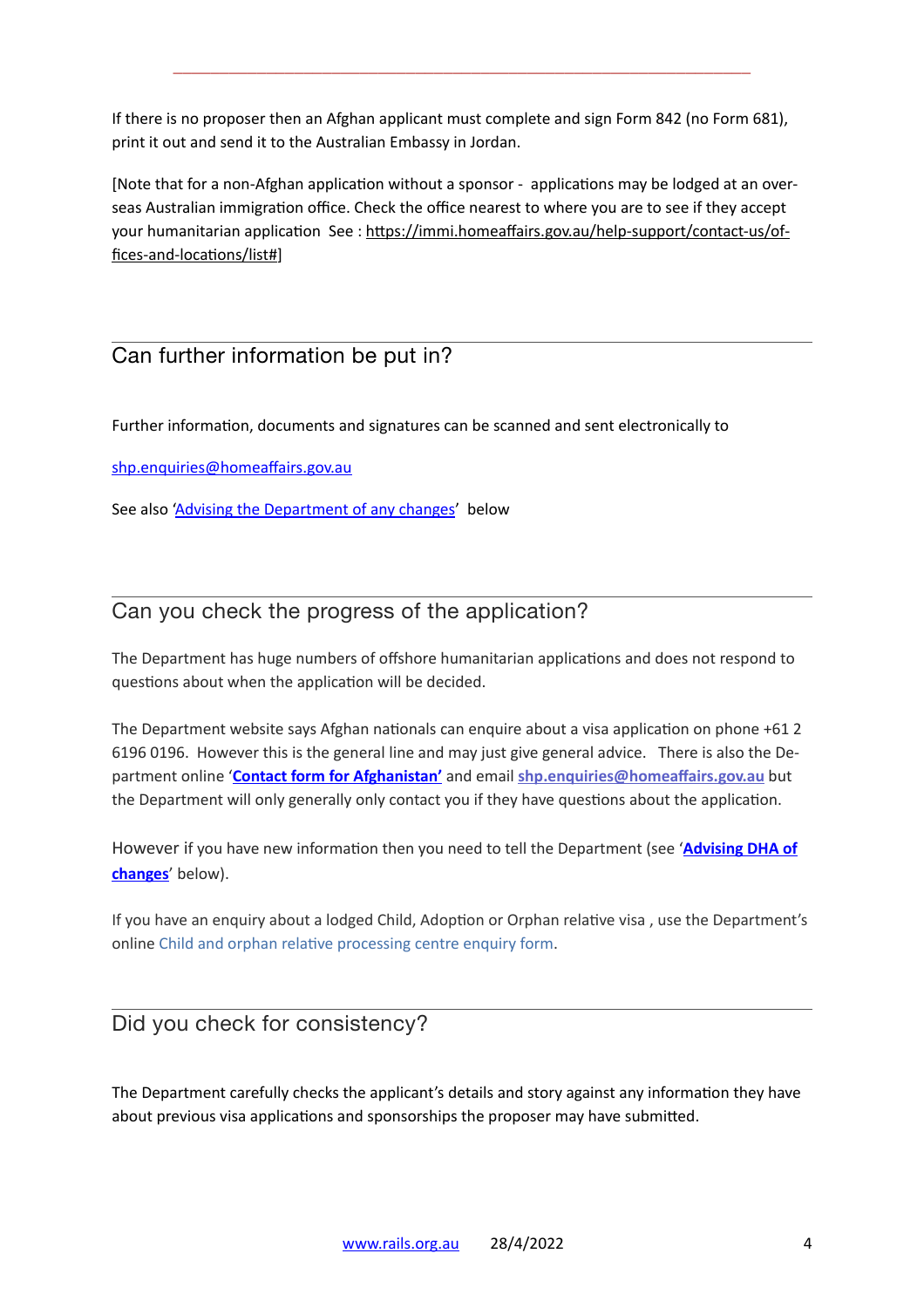If there is no proposer then an Afghan applicant must complete and sign Form 842 (no Form 681), print it out and send it to the Australian Embassy in Jordan.

[Note that for a non-Afghan application without a sponsor - applications may be lodged at an overseas Australian immigration office. Check the office nearest to where you are to see if they accept your humanitarian application See : https://immi.homeaffairs.gov.au/help-support/contact-us/offices-and-locations/list#]

## Can further information be put in?

Further information, documents and signatures can be scanned and sent electronically to

shp.enquiries@homeaffairs.gov.au

See also 'Advising the Department of any changes' below

## Can you check the progress of the application?

The Department has huge numbers of offshore humanitarian applications and does not respond to questions about when the application will be decided.

The Department website says Afghan nationals can enquire about a visa application on phone +61 2 6196 0196. However this is the general line and may just give general advice. There is also the Department online '**Contact form for Afghanistan'** and email **shp.enquiries@homeaffairs.gov.au** but the Department will only generally only contact you if they have questions about the application.

However if you have new information then you need to tell the Department (see '**Advising DHA of changes**' below).

If you have an enquiry about a lodged Child, Adoption or Orphan relative visa , use the Department's online Child and orphan relative processing centre enquiry form.

## Did you check for consistency?

The Department carefully checks the applicant's details and story against any information they have about previous visa applications and sponsorships the proposer may have submitted.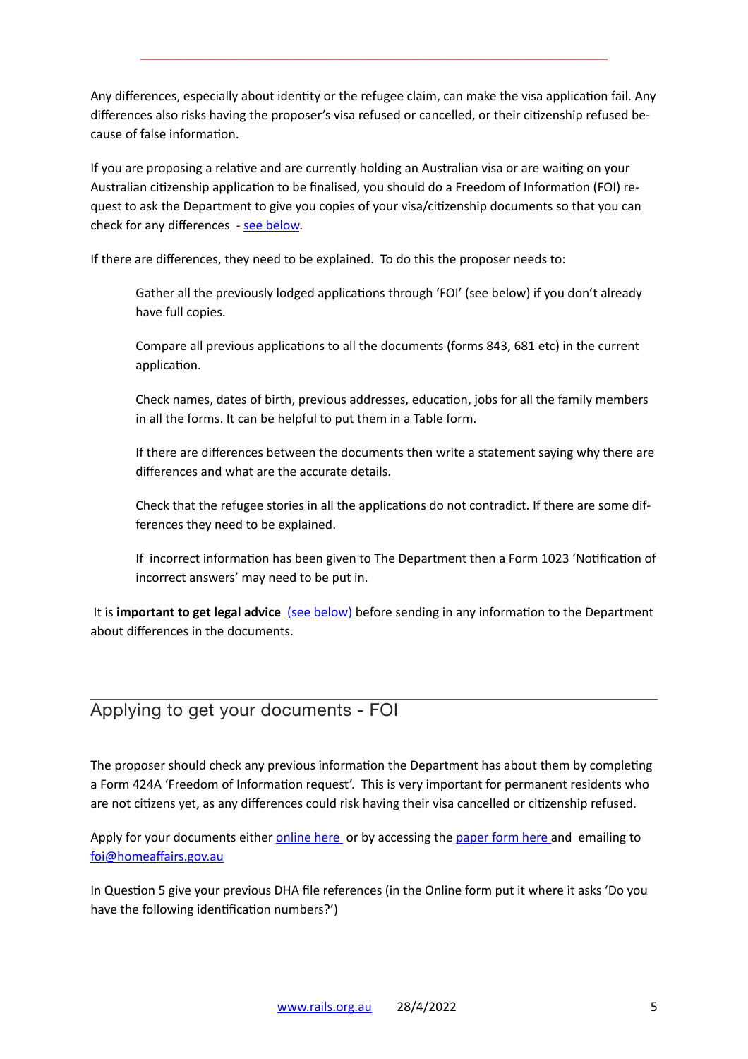Any differences, especially about identity or the refugee claim, can make the visa application fail. Any differences also risks having the proposer's visa refused or cancelled, or their citizenship refused because of false information.

If you are proposing a relative and are currently holding an Australian visa or are waiting on your Australian citizenship application to be finalised, you should do a Freedom of Information (FOI) request to ask the Department to give you copies of your visa/citizenship documents so that you can check for any differences - see below.

If there are differences, they need to be explained. To do this the proposer needs to:

> Gather all the previously lodged applications through 'FOI' (see below) if you don't already have full copies.
>
> Compare all previous applications to all the documents (forms 843, 681 etc) in the current application.
>
> Check names, dates of birth, previous addresses, education, jobs for all the family members in all the forms. It can be helpful to put them in a Table form.
>
> If there are differences between the documents then write a statement saying why there are differences and what are the accurate details.
>
> Check that the refugee stories in all the applications do not contradict. If there are some differences they need to be explained.
>
> If incorrect information has been given to The Department then a Form 1023 'Notification of incorrect answers' may need to be put in.

It is **important to get legal advice** (see below) before sending in any information to the Department about differences in the documents.

## Applying to get your documents - FOI

The proposer should check any previous information the Department has about them by completing a Form 424A 'Freedom of Information request'. This is very important for permanent residents who are not citizens yet, as any differences could risk having their visa cancelled or citizenship refused.

Apply for your documents either online here or by accessing the paper form here and emailing to foi@homeaffairs.gov.au

In Question 5 give your previous DHA file references (in the Online form put it where it asks 'Do you have the following identification numbers?')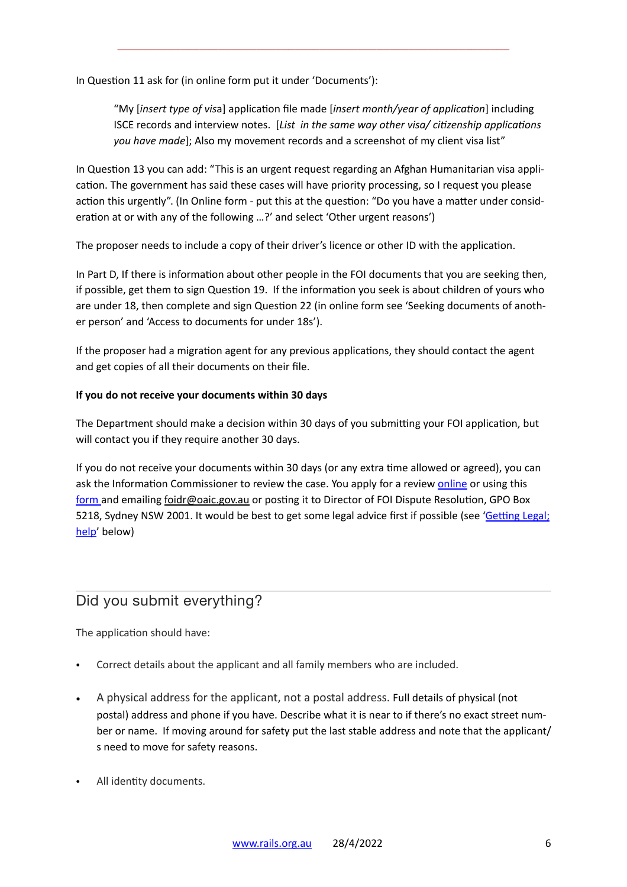In Question 11 ask for (in online form put it under 'Documents'):

> "My [*insert type of visa*] application file made [*insert month/year of application*] including ISCE records and interview notes. [*List in the same way other visa/ citizenship applications you have made*]; Also my movement records and a screenshot of my client visa list"

In Question 13 you can add: "This is an urgent request regarding an Afghan Humanitarian visa application. The government has said these cases will have priority processing, so I request you please action this urgently". (In Online form - put this at the question: "Do you have a matter under consideration at or with any of the following …?' and select 'Other urgent reasons')

The proposer needs to include a copy of their driver's licence or other ID with the application.

In Part D, If there is information about other people in the FOI documents that you are seeking then, if possible, get them to sign Question 19. If the information you seek is about children of yours who are under 18, then complete and sign Question 22 (in online form see 'Seeking documents of another person' and 'Access to documents for under 18s').

If the proposer had a migration agent for any previous applications, they should contact the agent and get copies of all their documents on their file.

**If you do not receive your documents within 30 days**

The Department should make a decision within 30 days of you submitting your FOI application, but will contact you if they require another 30 days.

If you do not receive your documents within 30 days (or any extra time allowed or agreed), you can ask the Information Commissioner to review the case. You apply for a review online or using this form and emailing foidr@oaic.gov.au or posting it to Director of FOI Dispute Resolution, GPO Box 5218, Sydney NSW 2001. It would be best to get some legal advice first if possible (see 'Getting Legal; help' below)

## Did you submit everything?

The application should have:

- Correct details about the applicant and all family members who are included.
- A physical address for the applicant, not a postal address. Full details of physical (not postal) address and phone if you have. Describe what it is near to if there's no exact street number or name. If moving around for safety put the last stable address and note that the applicant/s need to move for safety reasons.
- All identity documents.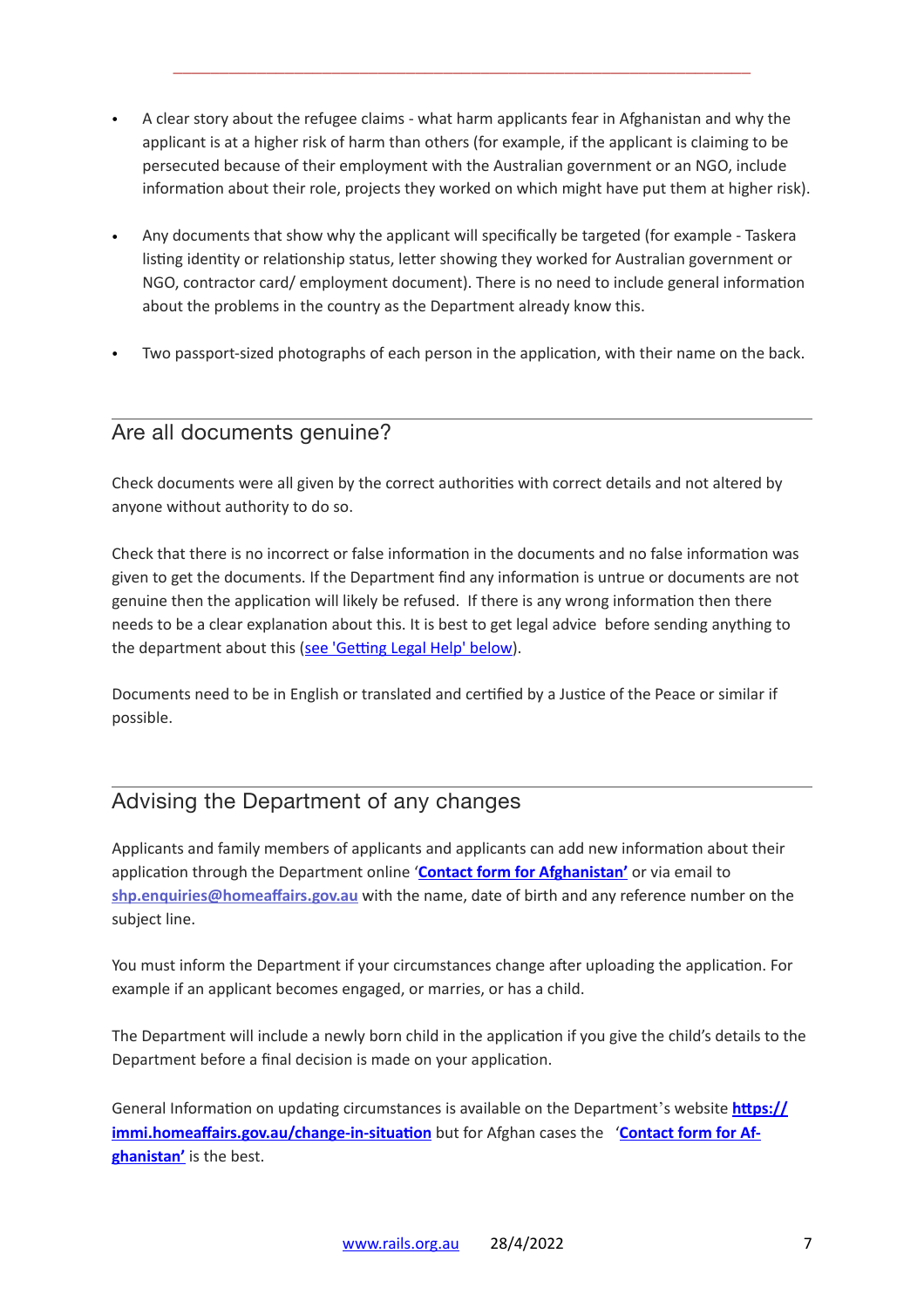- A clear story about the refugee claims - what harm applicants fear in Afghanistan and why the applicant is at a higher risk of harm than others (for example, if the applicant is claiming to be persecuted because of their employment with the Australian government or an NGO, include information about their role, projects they worked on which might have put them at higher risk).

- Any documents that show why the applicant will specifically be targeted (for example - Taskera listing identity or relationship status, letter showing they worked for Australian government or NGO, contractor card/ employment document). There is no need to include general information about the problems in the country as the Department already know this.

- Two passport-sized photographs of each person in the application, with their name on the back.

## Are all documents genuine?

Check documents were all given by the correct authorities with correct details and not altered by anyone without authority to do so.

Check that there is no incorrect or false information in the documents and no false information was given to get the documents. If the Department find any information is untrue or documents are not genuine then the application will likely be refused. If there is any wrong information then there needs to be a clear explanation about this. It is best to get legal advice before sending anything to the department about this (see 'Getting Legal Help' below).

Documents need to be in English or translated and certified by a Justice of the Peace or similar if possible.

## Advising the Department of any changes

Applicants and family members of applicants and applicants can add new information about their application through the Department online '**Contact form for Afghanistan'** or via email to **shp.enquiries@homeaffairs.gov.au** with the name, date of birth and any reference number on the subject line.

You must inform the Department if your circumstances change after uploading the application. For example if an applicant becomes engaged, or marries, or has a child.

The Department will include a newly born child in the application if you give the child's details to the Department before a final decision is made on your application.

General Information on updating circumstances is available on the Department's website **https://immi.homeaffairs.gov.au/change-in-situation** but for Afghan cases the '**Contact form for Afghanistan'** is the best.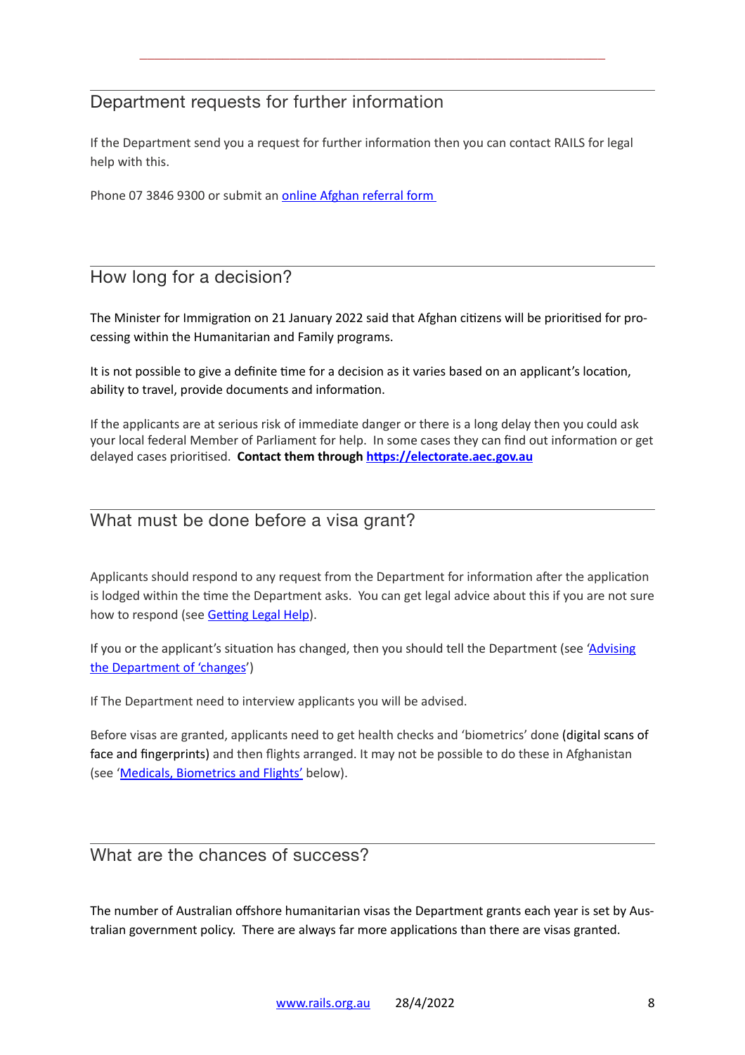## Department requests for further information

If the Department send you a request for further information then you can contact RAILS for legal help with this.

Phone 07 3846 9300 or submit an [online Afghan referral form](#)

## How long for a decision?

The Minister for Immigration on 21 January 2022 said that Afghan citizens will be prioritised for processing within the Humanitarian and Family programs.

It is not possible to give a definite time for a decision as it varies based on an applicant's location, ability to travel, provide documents and information.

If the applicants are at serious risk of immediate danger or there is a long delay then you could ask your local federal Member of Parliament for help. In some cases they can find out information or get delayed cases prioritised. **Contact them through [https://electorate.aec.gov.au](https://electorate.aec.gov.au)**

## What must be done before a visa grant?

Applicants should respond to any request from the Department for information after the application is lodged within the time the Department asks. You can get legal advice about this if you are not sure how to respond (see [Getting Legal Help](#)).

If you or the applicant's situation has changed, then you should tell the Department (see '[Advising the Department of 'changes](#)')

If The Department need to interview applicants you will be advised.

Before visas are granted, applicants need to get health checks and 'biometrics' done (digital scans of face and fingerprints) and then flights arranged. It may not be possible to do these in Afghanistan (see '[Medicals, Biometrics and Flights'](#) below).

## What are the chances of success?

The number of Australian offshore humanitarian visas the Department grants each year is set by Australian government policy. There are always far more applications than there are visas granted.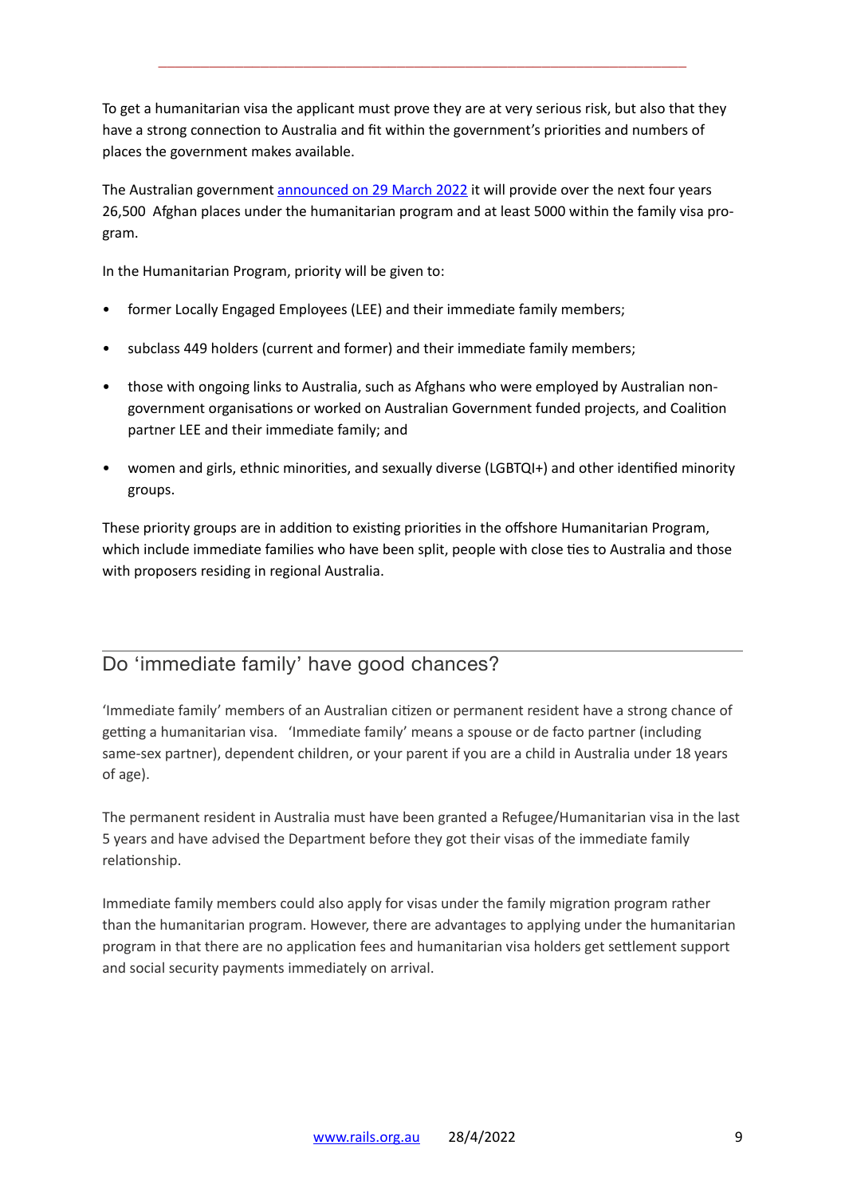To get a humanitarian visa the applicant must prove they are at very serious risk, but also that they have a strong connection to Australia and fit within the government's priorities and numbers of places the government makes available.

The Australian government [announced on 29 March 2022](#) it will provide over the next four years 26,500 Afghan places under the humanitarian program and at least 5000 within the family visa program.

In the Humanitarian Program, priority will be given to:

- former Locally Engaged Employees (LEE) and their immediate family members;
- subclass 449 holders (current and former) and their immediate family members;
- those with ongoing links to Australia, such as Afghans who were employed by Australian non-government organisations or worked on Australian Government funded projects, and Coalition partner LEE and their immediate family; and
- women and girls, ethnic minorities, and sexually diverse (LGBTQI+) and other identified minority groups.

These priority groups are in addition to existing priorities in the offshore Humanitarian Program, which include immediate families who have been split, people with close ties to Australia and those with proposers residing in regional Australia.

## Do 'immediate family' have good chances?

'Immediate family' members of an Australian citizen or permanent resident have a strong chance of getting a humanitarian visa. 'Immediate family' means a spouse or de facto partner (including same-sex partner), dependent children, or your parent if you are a child in Australia under 18 years of age).

The permanent resident in Australia must have been granted a Refugee/Humanitarian visa in the last 5 years and have advised the Department before they got their visas of the immediate family relationship.

Immediate family members could also apply for visas under the family migration program rather than the humanitarian program. However, there are advantages to applying under the humanitarian program in that there are no application fees and humanitarian visa holders get settlement support and social security payments immediately on arrival.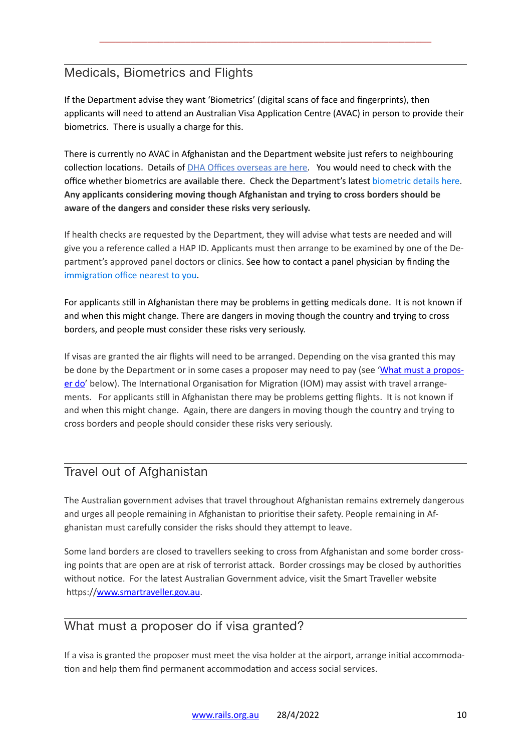## Medicals, Biometrics and Flights

If the Department advise they want 'Biometrics' (digital scans of face and fingerprints), then applicants will need to attend an Australian Visa Application Centre (AVAC) in person to provide their biometrics. There is usually a charge for this.

There is currently no AVAC in Afghanistan and the Department website just refers to neighbouring collection locations. Details of DHA Offices overseas are here. You would need to check with the office whether biometrics are available there. Check the Department's latest biometric details here. **Any applicants considering moving though Afghanistan and trying to cross borders should be aware of the dangers and consider these risks very seriously.**

If health checks are requested by the Department, they will advise what tests are needed and will give you a reference called a HAP ID. Applicants must then arrange to be examined by one of the Department's approved panel doctors or clinics. See how to contact a panel physician by finding the immigration office nearest to you.

For applicants still in Afghanistan there may be problems in getting medicals done. It is not known if and when this might change. There are dangers in moving though the country and trying to cross borders, and people must consider these risks very seriously.

If visas are granted the air flights will need to be arranged. Depending on the visa granted this may be done by the Department or in some cases a proposer may need to pay (see 'What must a proposer do' below). The International Organisation for Migration (IOM) may assist with travel arrangements. For applicants still in Afghanistan there may be problems getting flights. It is not known if and when this might change. Again, there are dangers in moving though the country and trying to cross borders and people should consider these risks very seriously.

## Travel out of Afghanistan

The Australian government advises that travel throughout Afghanistan remains extremely dangerous and urges all people remaining in Afghanistan to prioritise their safety. People remaining in Afghanistan must carefully consider the risks should they attempt to leave.

Some land borders are closed to travellers seeking to cross from Afghanistan and some border crossing points that are open are at risk of terrorist attack. Border crossings may be closed by authorities without notice. For the latest Australian Government advice, visit the Smart Traveller website https://www.smartraveller.gov.au.

## What must a proposer do if visa granted?

If a visa is granted the proposer must meet the visa holder at the airport, arrange initial accommodation and help them find permanent accommodation and access social services.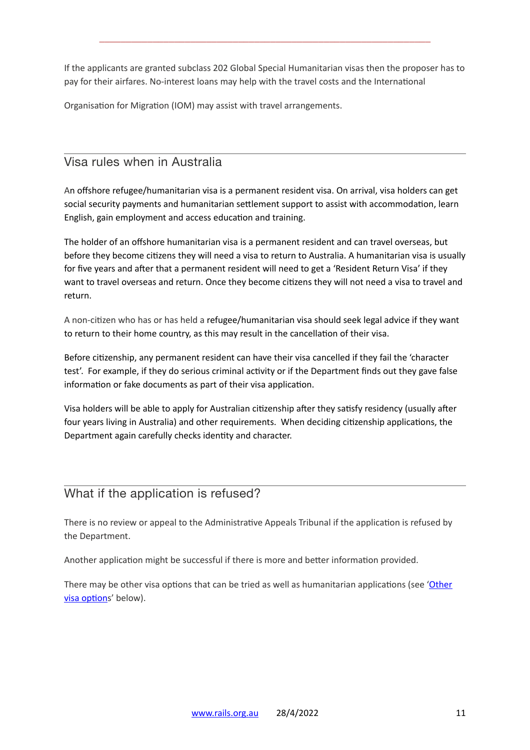If the applicants are granted subclass 202 Global Special Humanitarian visas then the proposer has to pay for their airfares. No-interest loans may help with the travel costs and the International

Organisation for Migration (IOM) may assist with travel arrangements.

## Visa rules when in Australia

An offshore refugee/humanitarian visa is a permanent resident visa. On arrival, visa holders can get social security payments and humanitarian settlement support to assist with accommodation, learn English, gain employment and access education and training.

The holder of an offshore humanitarian visa is a permanent resident and can travel overseas, but before they become citizens they will need a visa to return to Australia. A humanitarian visa is usually for five years and after that a permanent resident will need to get a 'Resident Return Visa' if they want to travel overseas and return. Once they become citizens they will not need a visa to travel and return.

A non-citizen who has or has held a refugee/humanitarian visa should seek legal advice if they want to return to their home country, as this may result in the cancellation of their visa.

Before citizenship, any permanent resident can have their visa cancelled if they fail the 'character test'. For example, if they do serious criminal activity or if the Department finds out they gave false information or fake documents as part of their visa application.

Visa holders will be able to apply for Australian citizenship after they satisfy residency (usually after four years living in Australia) and other requirements. When deciding citizenship applications, the Department again carefully checks identity and character.

## What if the application is refused?

There is no review or appeal to the Administrative Appeals Tribunal if the application is refused by the Department.

Another application might be successful if there is more and better information provided.

There may be other visa options that can be tried as well as humanitarian applications (see 'Other visa options' below).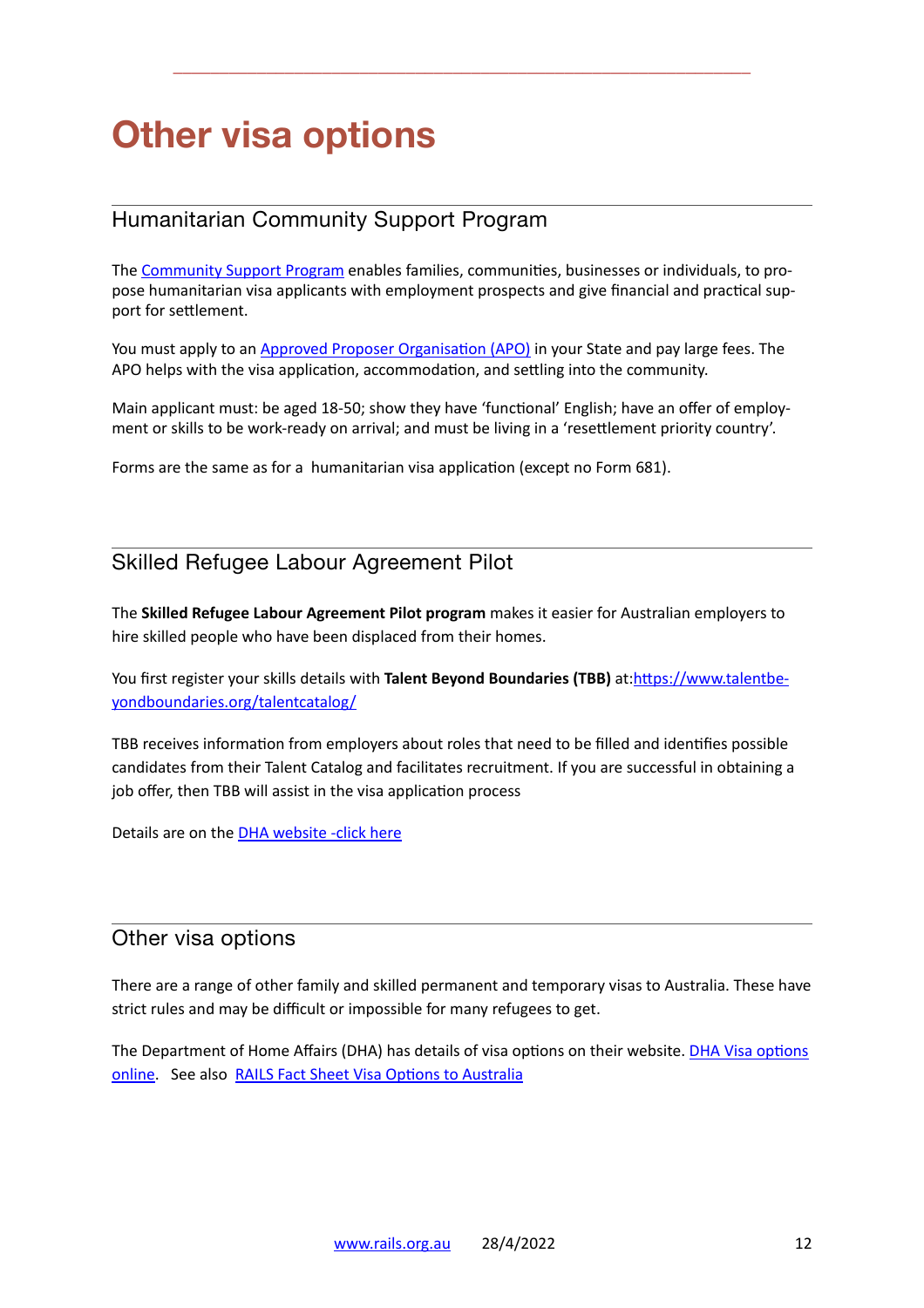# Other visa options

## Humanitarian Community Support Program

The Community Support Program enables families, communities, businesses or individuals, to propose humanitarian visa applicants with employment prospects and give financial and practical support for settlement.

You must apply to an Approved Proposer Organisation (APO) in your State and pay large fees. The APO helps with the visa application, accommodation, and settling into the community.

Main applicant must: be aged 18-50; show they have 'functional' English; have an offer of employment or skills to be work-ready on arrival; and must be living in a 'resettlement priority country'.

Forms are the same as for a humanitarian visa application (except no Form 681).

## Skilled Refugee Labour Agreement Pilot

The **Skilled Refugee Labour Agreement Pilot program** makes it easier for Australian employers to hire skilled people who have been displaced from their homes.

You first register your skills details with **Talent Beyond Boundaries (TBB)** at:https://www.talentbeyondboundaries.org/talentcatalog/

TBB receives information from employers about roles that need to be filled and identifies possible candidates from their Talent Catalog and facilitates recruitment. If you are successful in obtaining a job offer, then TBB will assist in the visa application process

Details are on the DHA website -click here

## Other visa options

There are a range of other family and skilled permanent and temporary visas to Australia. These have strict rules and may be difficult or impossible for many refugees to get.

The Department of Home Affairs (DHA) has details of visa options on their website. DHA Visa options online. See also RAILS Fact Sheet Visa Options to Australia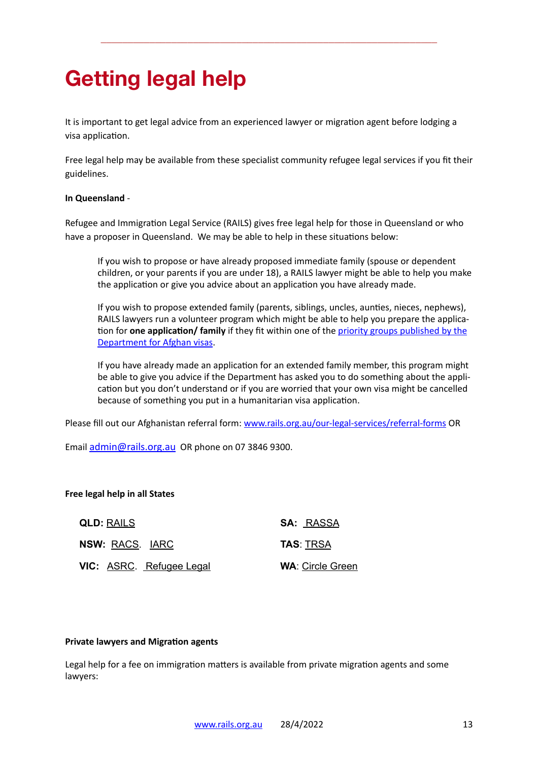# Getting legal help

It is important to get legal advice from an experienced lawyer or migration agent before lodging a visa application.

Free legal help may be available from these specialist community refugee legal services if you fit their guidelines.

**In Queensland** -

Refugee and Immigration Legal Service (RAILS) gives free legal help for those in Queensland or who have a proposer in Queensland. We may be able to help in these situations below:

> If you wish to propose or have already proposed immediate family (spouse or dependent children, or your parents if you are under 18), a RAILS lawyer might be able to help you make the application or give you advice about an application you have already made.
>
> If you wish to propose extended family (parents, siblings, uncles, aunties, nieces, nephews), RAILS lawyers run a volunteer program which might be able to help you prepare the application for **one application/ family** if they fit within one of the priority groups published by the Department for Afghan visas.
>
> If you have already made an application for an extended family member, this program might be able to give you advice if the Department has asked you to do something about the application but you don't understand or if you are worried that your own visa might be cancelled because of something you put in a humanitarian visa application.

Please fill out our Afghanistan referral form: www.rails.org.au/our-legal-services/referral-forms OR

Email admin@rails.org.au OR phone on 07 3846 9300.

**Free legal help in all States**

**QLD:** RAILS

**NSW:** RACS. IARC

**VIC:** ASRC. Refugee Legal

**SA:** RASSA

**TAS**: TRSA

**WA**: Circle Green

**Private lawyers and Migration agents**

Legal help for a fee on immigration matters is available from private migration agents and some lawyers: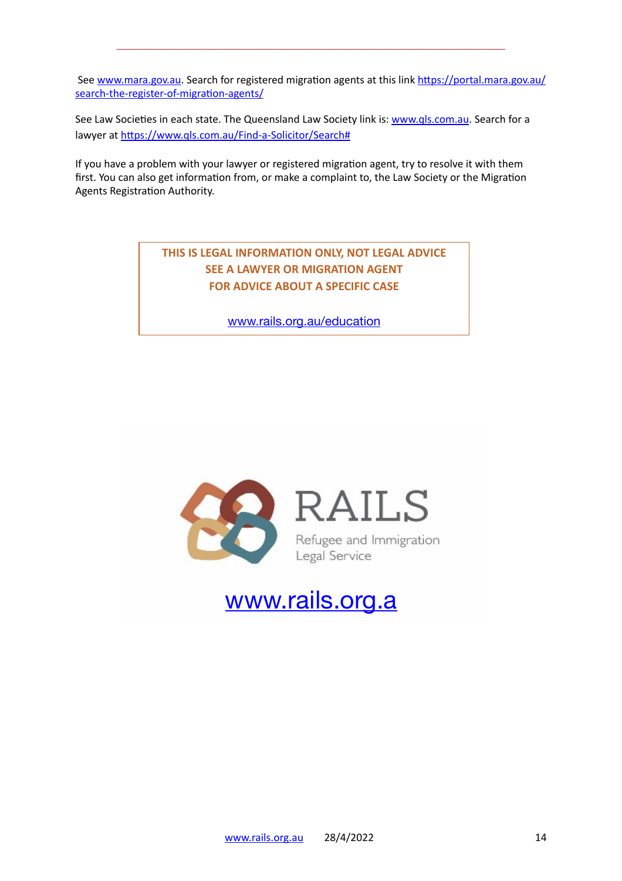See www.mara.gov.au. Search for registered migration agents at this link https://portal.mara.gov.au/search-the-register-of-migration-agents/

See Law Societies in each state. The Queensland Law Society link is: www.qls.com.au. Search for a lawyer at https://www.qls.com.au/Find-a-Solicitor/Search#

If you have a problem with your lawyer or registered migration agent, try to resolve it with them first. You can also get information from, or make a complaint to, the Law Society or the Migration Agents Registration Authority.

**THIS IS LEGAL INFORMATION ONLY, NOT LEGAL ADVICE**
**SEE A LAWYER OR MIGRATION AGENT**
**FOR ADVICE ABOUT A SPECIFIC CASE**

www.rails.org.au/education

RAILS

Refugee and Immigration Legal Service

www.rails.org.a